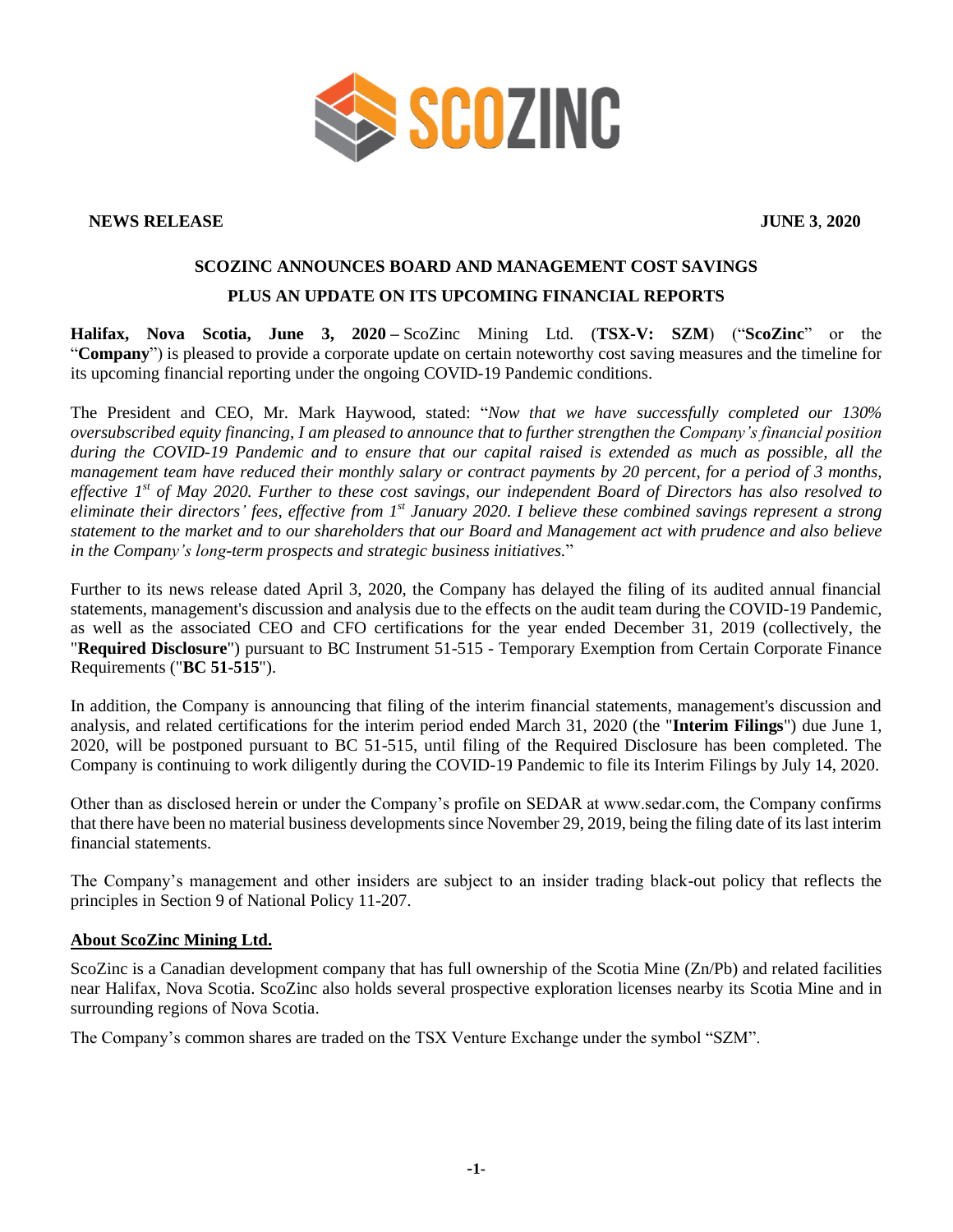**NEWS RELEASE** **JUNE 3, 2020**

# SCOZINC ANNOUNCES BOARD AND MANAGEMENT COST SAVINGS PLUS AN UPDATE ON ITS UPCOMING FINANCIAL REPORTS

**Halifax, Nova Scotia, June 3, 2020 –** ScoZinc Mining Ltd. (**TSX-V: SZM**) ("**ScoZinc**" or the "**Company**") is pleased to provide a corporate update on certain noteworthy cost saving measures and the timeline for its upcoming financial reporting under the ongoing COVID-19 Pandemic conditions.

The President and CEO, Mr. Mark Haywood, stated: "*Now that we have successfully completed our 130% oversubscribed equity financing, I am pleased to announce that to further strengthen the Company's financial position during the COVID-19 Pandemic and to ensure that our capital raised is extended as much as possible, all the management team have reduced their monthly salary or contract payments by 20 percent, for a period of 3 months, effective 1st of May 2020. Further to these cost savings, our independent Board of Directors has also resolved to eliminate their directors' fees, effective from 1st January 2020. I believe these combined savings represent a strong statement to the market and to our shareholders that our Board and Management act with prudence and also believe in the Company's long-term prospects and strategic business initiatives.*"

Further to its news release dated April 3, 2020, the Company has delayed the filing of its audited annual financial statements, management's discussion and analysis due to the effects on the audit team during the COVID-19 Pandemic, as well as the associated CEO and CFO certifications for the year ended December 31, 2019 (collectively, the "**Required Disclosure**") pursuant to BC Instrument 51-515 - Temporary Exemption from Certain Corporate Finance Requirements ("**BC 51-515**").

In addition, the Company is announcing that filing of the interim financial statements, management's discussion and analysis, and related certifications for the interim period ended March 31, 2020 (the "**Interim Filings**") due June 1, 2020, will be postponed pursuant to BC 51-515, until filing of the Required Disclosure has been completed. The Company is continuing to work diligently during the COVID-19 Pandemic to file its Interim Filings by July 14, 2020.

Other than as disclosed herein or under the Company's profile on SEDAR at www.sedar.com, the Company confirms that there have been no material business developments since November 29, 2019, being the filing date of its last interim financial statements.

The Company's management and other insiders are subject to an insider trading black-out policy that reflects the principles in Section 9 of National Policy 11-207.

## About ScoZinc Mining Ltd.

ScoZinc is a Canadian development company that has full ownership of the Scotia Mine (Zn/Pb) and related facilities near Halifax, Nova Scotia. ScoZinc also holds several prospective exploration licenses nearby its Scotia Mine and in surrounding regions of Nova Scotia.

The Company's common shares are traded on the TSX Venture Exchange under the symbol "SZM".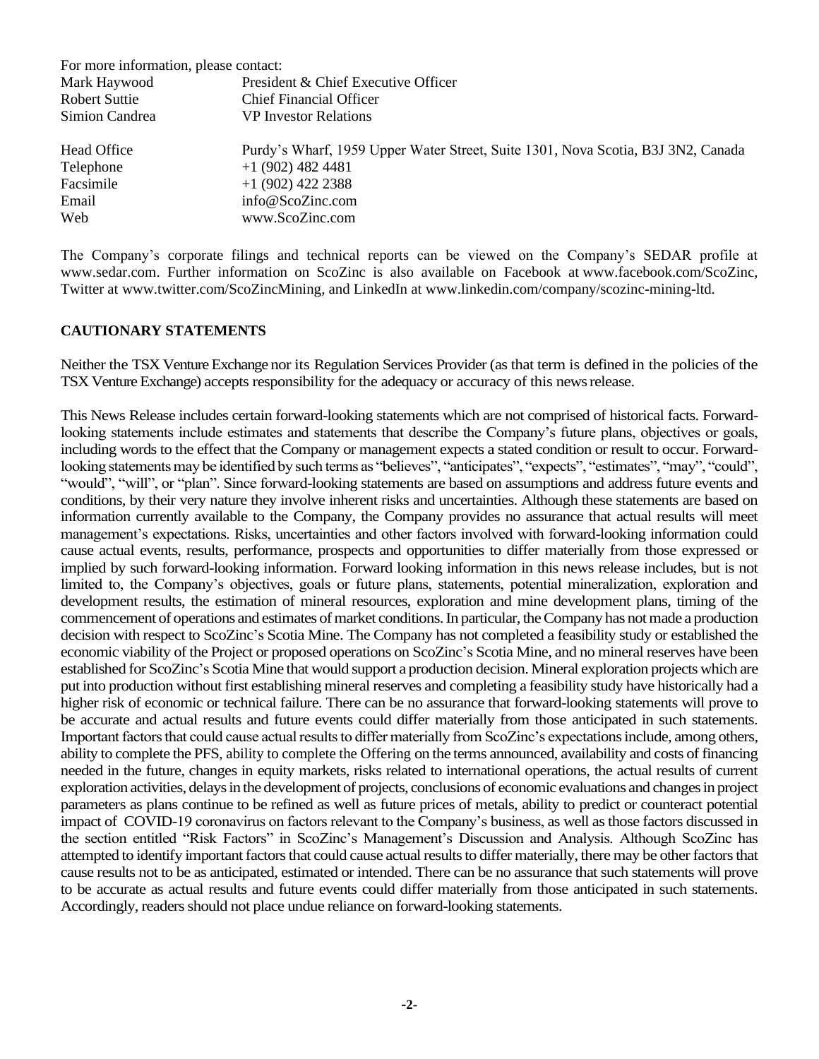For more information, please contact:

| | |
|---|---|
| Mark Haywood | President & Chief Executive Officer |
| Robert Suttie | Chief Financial Officer |
| Simion Candrea | VP Investor Relations |

| | |
|---|---|
| Head Office | Purdy's Wharf, 1959 Upper Water Street, Suite 1301, Nova Scotia, B3J 3N2, Canada |
| Telephone | +1 (902) 482 4481 |
| Facsimile | +1 (902) 422 2388 |
| Email | info@ScoZinc.com |
| Web | www.ScoZinc.com |

The Company's corporate filings and technical reports can be viewed on the Company's SEDAR profile at www.sedar.com. Further information on ScoZinc is also available on Facebook at www.facebook.com/ScoZinc, Twitter at www.twitter.com/ScoZincMining, and LinkedIn at www.linkedin.com/company/scozinc-mining-ltd.

## CAUTIONARY STATEMENTS

Neither the TSX Venture Exchange nor its Regulation Services Provider (as that term is defined in the policies of the TSX Venture Exchange) accepts responsibility for the adequacy or accuracy of this news release.

This News Release includes certain forward-looking statements which are not comprised of historical facts. Forward-looking statements include estimates and statements that describe the Company's future plans, objectives or goals, including words to the effect that the Company or management expects a stated condition or result to occur. Forward-looking statements may be identified by such terms as "believes", "anticipates", "expects", "estimates", "may", "could", "would", "will", or "plan". Since forward-looking statements are based on assumptions and address future events and conditions, by their very nature they involve inherent risks and uncertainties. Although these statements are based on information currently available to the Company, the Company provides no assurance that actual results will meet management's expectations. Risks, uncertainties and other factors involved with forward-looking information could cause actual events, results, performance, prospects and opportunities to differ materially from those expressed or implied by such forward-looking information. Forward looking information in this news release includes, but is not limited to, the Company's objectives, goals or future plans, statements, potential mineralization, exploration and development results, the estimation of mineral resources, exploration and mine development plans, timing of the commencement of operations and estimates of market conditions. In particular, the Company has not made a production decision with respect to ScoZinc's Scotia Mine. The Company has not completed a feasibility study or established the economic viability of the Project or proposed operations on ScoZinc's Scotia Mine, and no mineral reserves have been established for ScoZinc's Scotia Mine that would support a production decision. Mineral exploration projects which are put into production without first establishing mineral reserves and completing a feasibility study have historically had a higher risk of economic or technical failure. There can be no assurance that forward-looking statements will prove to be accurate and actual results and future events could differ materially from those anticipated in such statements. Important factors that could cause actual results to differ materially from ScoZinc's expectations include, among others, ability to complete the PFS, ability to complete the Offering on the terms announced, availability and costs of financing needed in the future, changes in equity markets, risks related to international operations, the actual results of current exploration activities, delays in the development of projects, conclusions of economic evaluations and changes in project parameters as plans continue to be refined as well as future prices of metals, ability to predict or counteract potential impact of COVID-19 coronavirus on factors relevant to the Company's business, as well as those factors discussed in the section entitled "Risk Factors" in ScoZinc's Management's Discussion and Analysis. Although ScoZinc has attempted to identify important factors that could cause actual results to differ materially, there may be other factors that cause results not to be as anticipated, estimated or intended. There can be no assurance that such statements will prove to be accurate as actual results and future events could differ materially from those anticipated in such statements. Accordingly, readers should not place undue reliance on forward-looking statements.